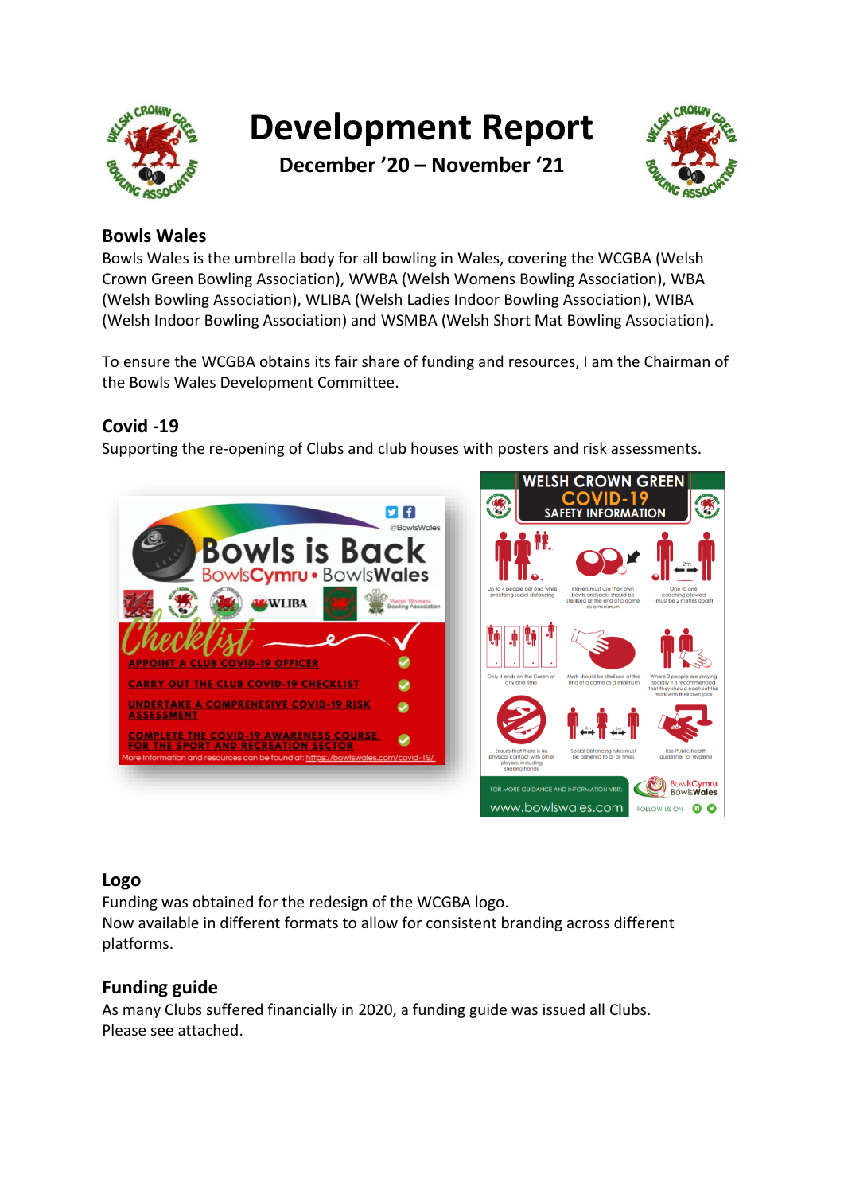# Development Report

**December '20 – November '21**

## Bowls Wales

Bowls Wales is the umbrella body for all bowling in Wales, covering the WCGBA (Welsh Crown Green Bowling Association), WWBA (Welsh Womens Bowling Association), WBA (Welsh Bowling Association), WLIBA (Welsh Ladies Indoor Bowling Association), WIBA (Welsh Indoor Bowling Association) and WSMBA (Welsh Short Mat Bowling Association).

To ensure the WCGBA obtains its fair share of funding and resources, I am the Chairman of the Bowls Wales Development Committee.

## Covid -19

Supporting the re-opening of Clubs and club houses with posters and risk assessments.

## Logo

Funding was obtained for the redesign of the WCGBA logo.
Now available in different formats to allow for consistent branding across different platforms.

## Funding guide

As many Clubs suffered financially in 2020, a funding guide was issued all Clubs.
Please see attached.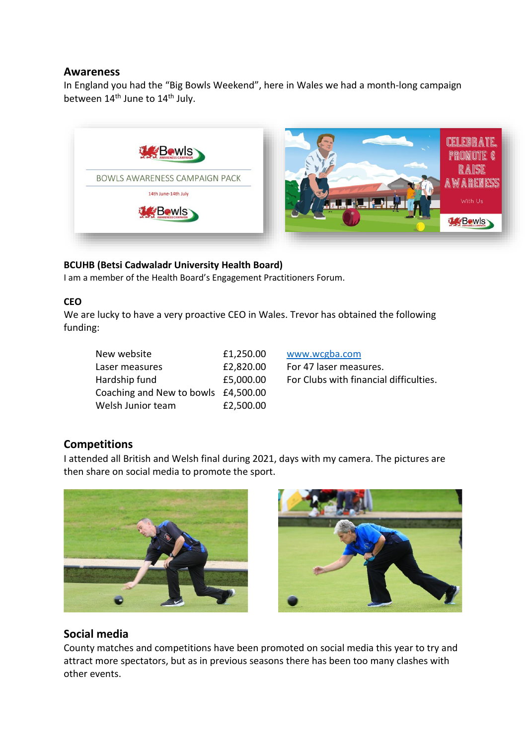## Awareness

In England you had the "Big Bowls Weekend", here in Wales we had a month-long campaign between 14th June to 14th July.

**BCUHB (Betsi Cadwaladr University Health Board)**
I am a member of the Health Board's Engagement Practitioners Forum.

**CEO**
We are lucky to have a very proactive CEO in Wales. Trevor has obtained the following funding:

| | | |
|---|---|---|
| New website | £1,250.00 | www.wcgba.com |
| Laser measures | £2,820.00 | For 47 laser measures. |
| Hardship fund | £5,000.00 | For Clubs with financial difficulties. |
| Coaching and New to bowls | £4,500.00 | |
| Welsh Junior team | £2,500.00 | |

## Competitions

I attended all British and Welsh final during 2021, days with my camera. The pictures are then share on social media to promote the sport.

## Social media

County matches and competitions have been promoted on social media this year to try and attract more spectators, but as in previous seasons there has been too many clashes with other events.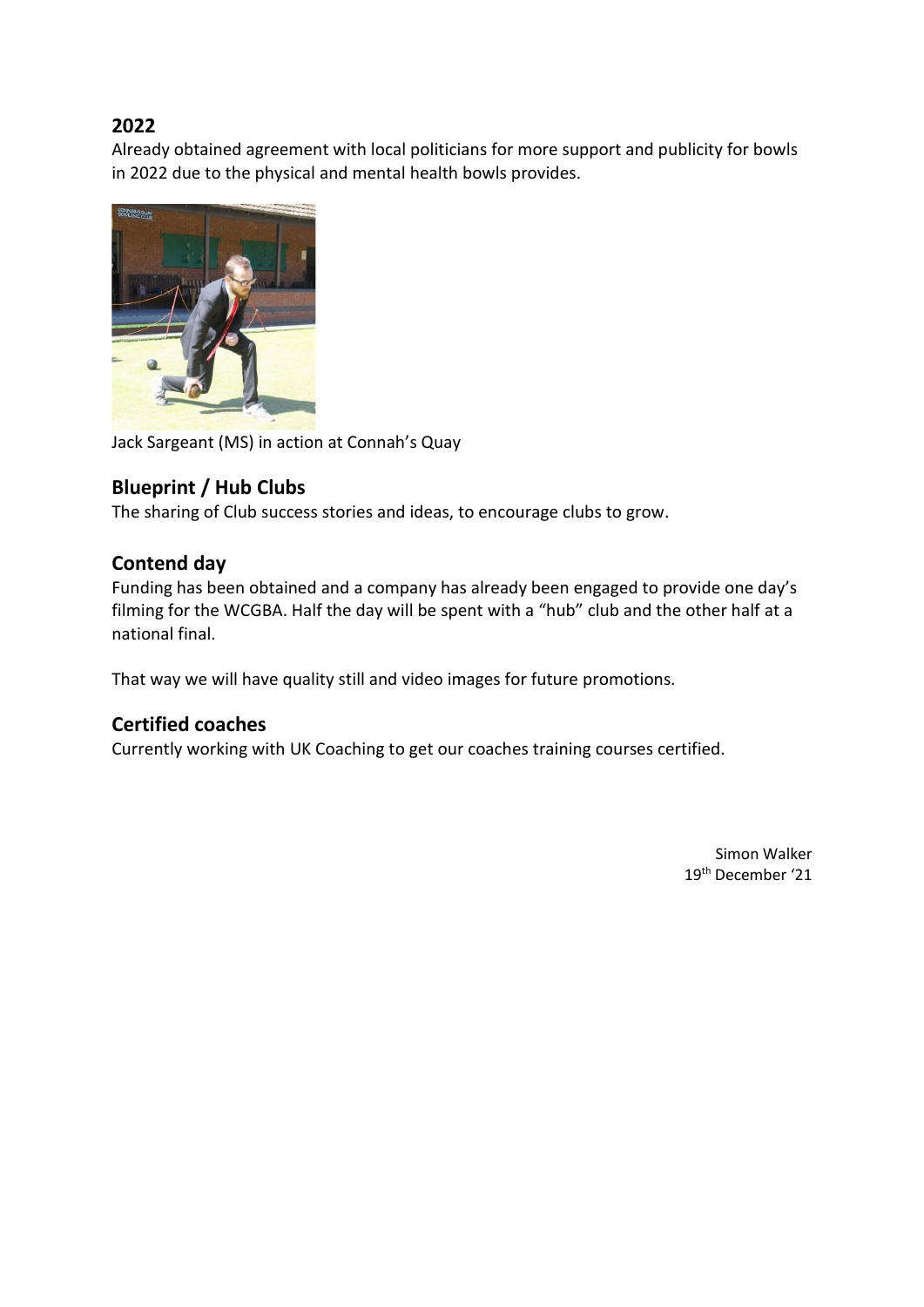## 2022

Already obtained agreement with local politicians for more support and publicity for bowls in 2022 due to the physical and mental health bowls provides.

Jack Sargeant (MS) in action at Connah's Quay

## Blueprint / Hub Clubs

The sharing of Club success stories and ideas, to encourage clubs to grow.

## Contend day

Funding has been obtained and a company has already been engaged to provide one day's filming for the WCGBA. Half the day will be spent with a "hub" club and the other half at a national final.

That way we will have quality still and video images for future promotions.

## Certified coaches

Currently working with UK Coaching to get our coaches training courses certified.

Simon Walker
19th December '21